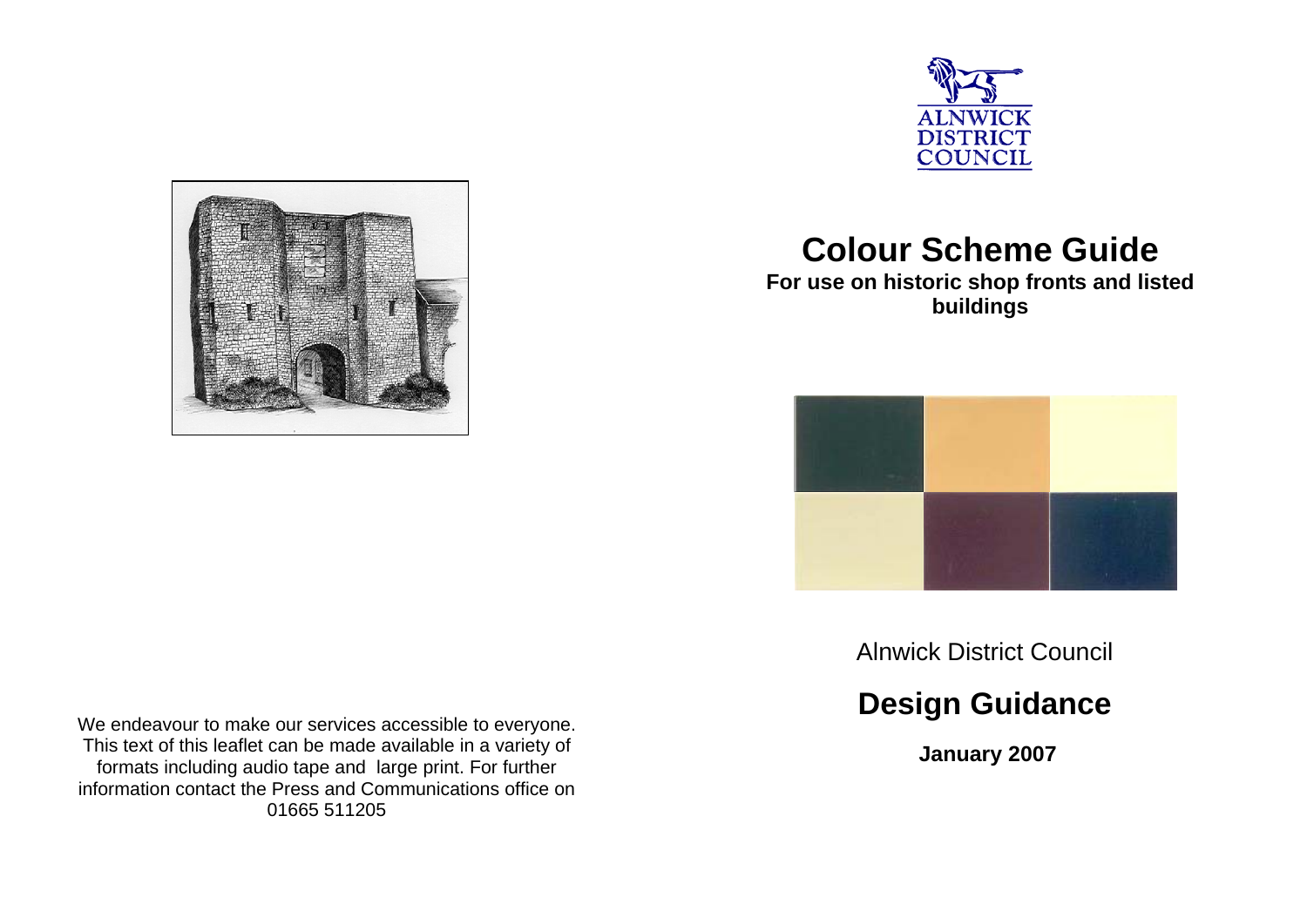We endeavour to make our services accessible to everyone. This text of this leaflet can be made available in a variety of formats including audio tape and large print. For further information contact the Press and Communications office on 01665 511205

ALNWICK DISTRICT COUNCIL

# Colour Scheme Guide

**For use on historic shop fronts and listed buildings**

Alnwick District Council

## Design Guidance

**January 2007**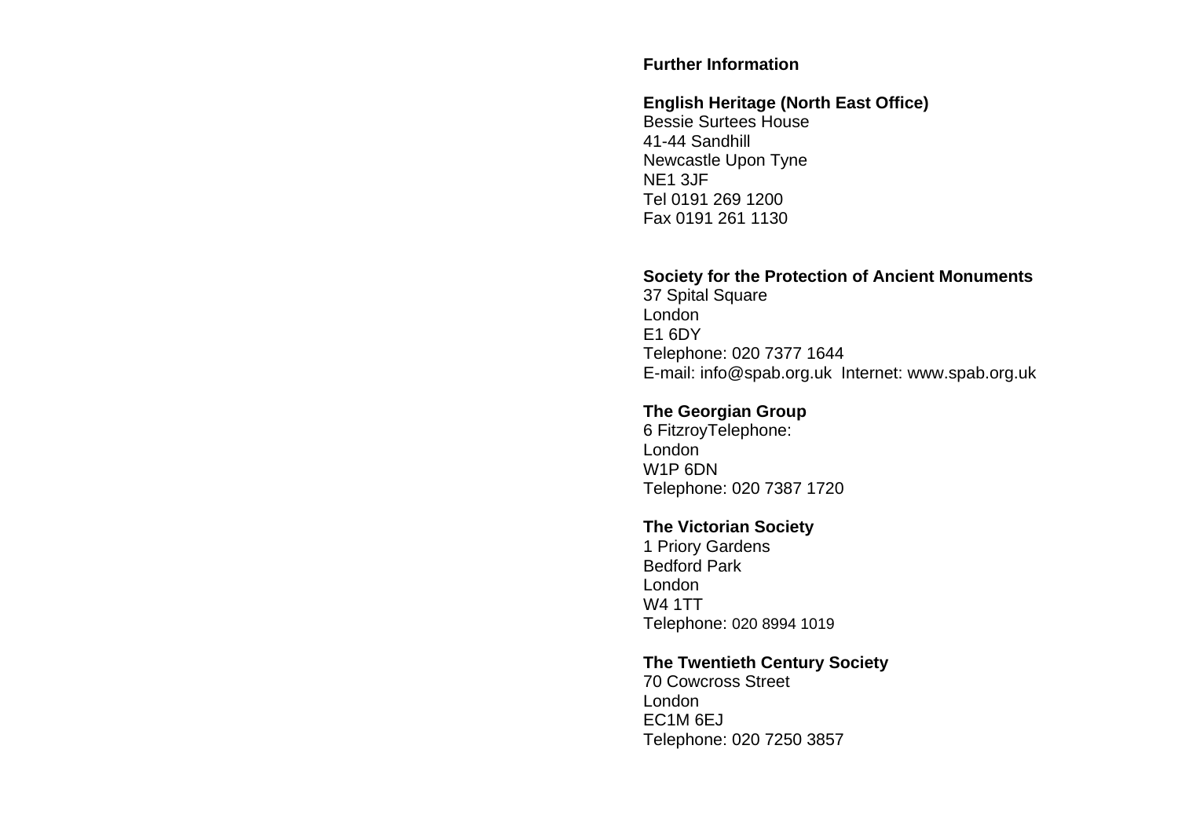**Further Information**

**English Heritage (North East Office)**
Bessie Surtees House
41-44 Sandhill
Newcastle Upon Tyne
NE1 3JF
Tel 0191 269 1200
Fax 0191 261 1130

**Society for the Protection of Ancient Monuments**
37 Spital Square
London
E1 6DY
Telephone: 020 7377 1644
E-mail: info@spab.org.uk Internet: www.spab.org.uk

**The Georgian Group**
6 FitzroyTelephone:
London
W1P 6DN
Telephone: 020 7387 1720

**The Victorian Society**
1 Priory Gardens
Bedford Park
London
W4 1TT
Telephone: 020 8994 1019

**The Twentieth Century Society**
70 Cowcross Street
London
EC1M 6EJ
Telephone: 020 7250 3857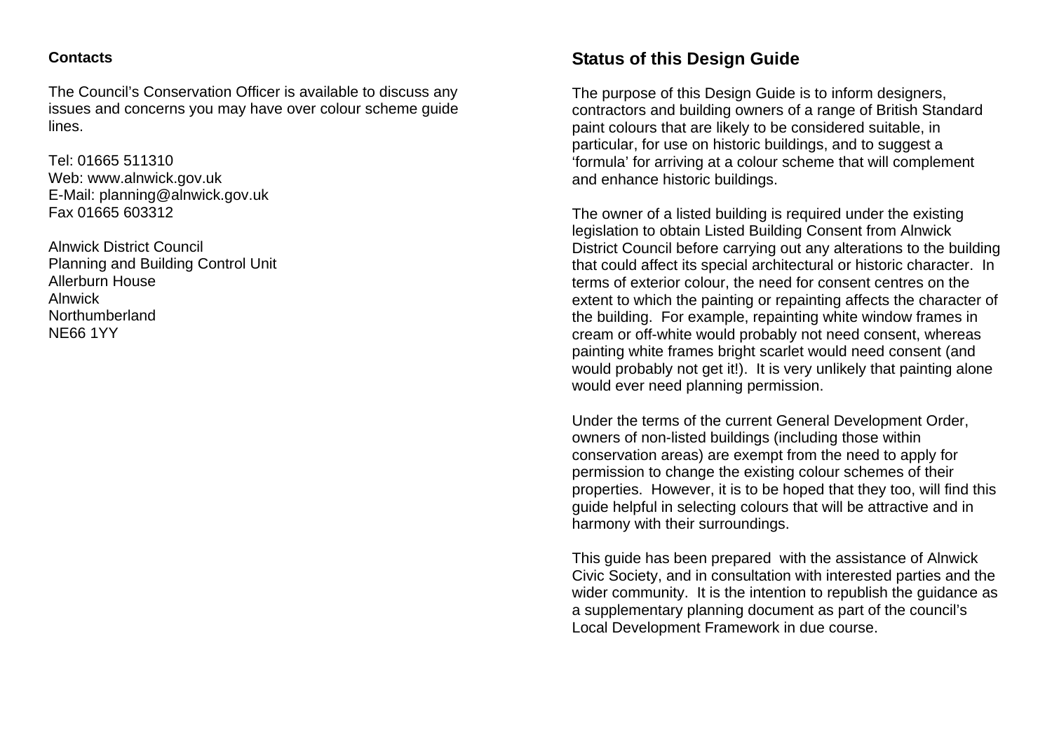**Contacts**

The Council's Conservation Officer is available to discuss any issues and concerns you may have over colour scheme guide lines.

Tel: 01665 511310
Web: www.alnwick.gov.uk
E-Mail: planning@alnwick.gov.uk
Fax 01665 603312

Alnwick District Council
Planning and Building Control Unit
Allerburn House
Alnwick
Northumberland
NE66 1YY

## Status of this Design Guide

The purpose of this Design Guide is to inform designers, contractors and building owners of a range of British Standard paint colours that are likely to be considered suitable, in particular, for use on historic buildings, and to suggest a 'formula' for arriving at a colour scheme that will complement and enhance historic buildings.

The owner of a listed building is required under the existing legislation to obtain Listed Building Consent from Alnwick District Council before carrying out any alterations to the building that could affect its special architectural or historic character. In terms of exterior colour, the need for consent centres on the extent to which the painting or repainting affects the character of the building. For example, repainting white window frames in cream or off-white would probably not need consent, whereas painting white frames bright scarlet would need consent (and would probably not get it!). It is very unlikely that painting alone would ever need planning permission.

Under the terms of the current General Development Order, owners of non-listed buildings (including those within conservation areas) are exempt from the need to apply for permission to change the existing colour schemes of their properties. However, it is to be hoped that they too, will find this guide helpful in selecting colours that will be attractive and in harmony with their surroundings.

This guide has been prepared with the assistance of Alnwick Civic Society, and in consultation with interested parties and the wider community. It is the intention to republish the guidance as a supplementary planning document as part of the council's Local Development Framework in due course.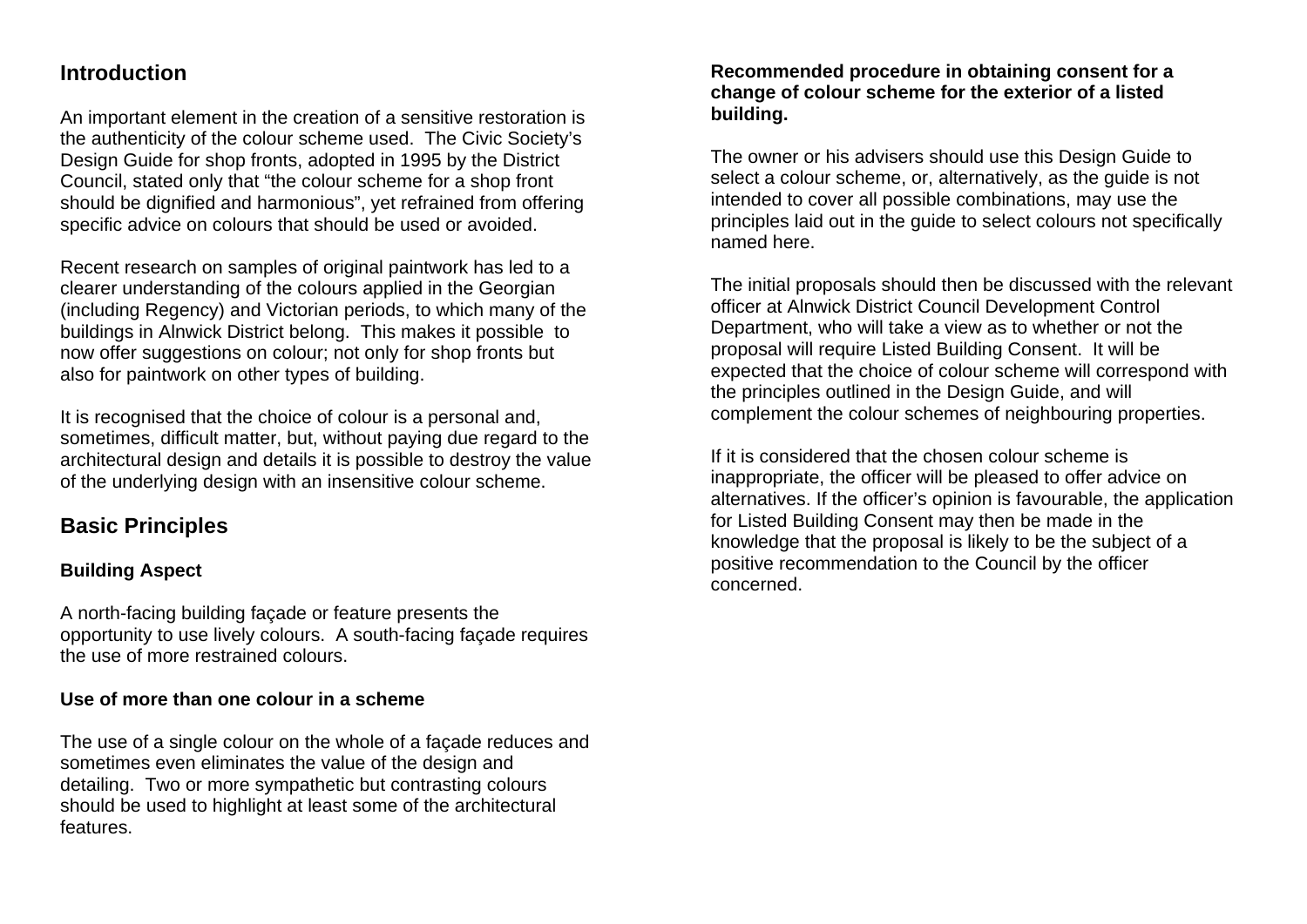## Introduction

An important element in the creation of a sensitive restoration is the authenticity of the colour scheme used. The Civic Society's Design Guide for shop fronts, adopted in 1995 by the District Council, stated only that "the colour scheme for a shop front should be dignified and harmonious", yet refrained from offering specific advice on colours that should be used or avoided.

Recent research on samples of original paintwork has led to a clearer understanding of the colours applied in the Georgian (including Regency) and Victorian periods, to which many of the buildings in Alnwick District belong. This makes it possible to now offer suggestions on colour; not only for shop fronts but also for paintwork on other types of building.

It is recognised that the choice of colour is a personal and, sometimes, difficult matter, but, without paying due regard to the architectural design and details it is possible to destroy the value of the underlying design with an insensitive colour scheme.

## Basic Principles

### Building Aspect

A north-facing building façade or feature presents the opportunity to use lively colours. A south-facing façade requires the use of more restrained colours.

### Use of more than one colour in a scheme

The use of a single colour on the whole of a façade reduces and sometimes even eliminates the value of the design and detailing. Two or more sympathetic but contrasting colours should be used to highlight at least some of the architectural features.

### Recommended procedure in obtaining consent for a change of colour scheme for the exterior of a listed building.

The owner or his advisers should use this Design Guide to select a colour scheme, or, alternatively, as the guide is not intended to cover all possible combinations, may use the principles laid out in the guide to select colours not specifically named here.

The initial proposals should then be discussed with the relevant officer at Alnwick District Council Development Control Department, who will take a view as to whether or not the proposal will require Listed Building Consent. It will be expected that the choice of colour scheme will correspond with the principles outlined in the Design Guide, and will complement the colour schemes of neighbouring properties.

If it is considered that the chosen colour scheme is inappropriate, the officer will be pleased to offer advice on alternatives. If the officer's opinion is favourable, the application for Listed Building Consent may then be made in the knowledge that the proposal is likely to be the subject of a positive recommendation to the Council by the officer concerned.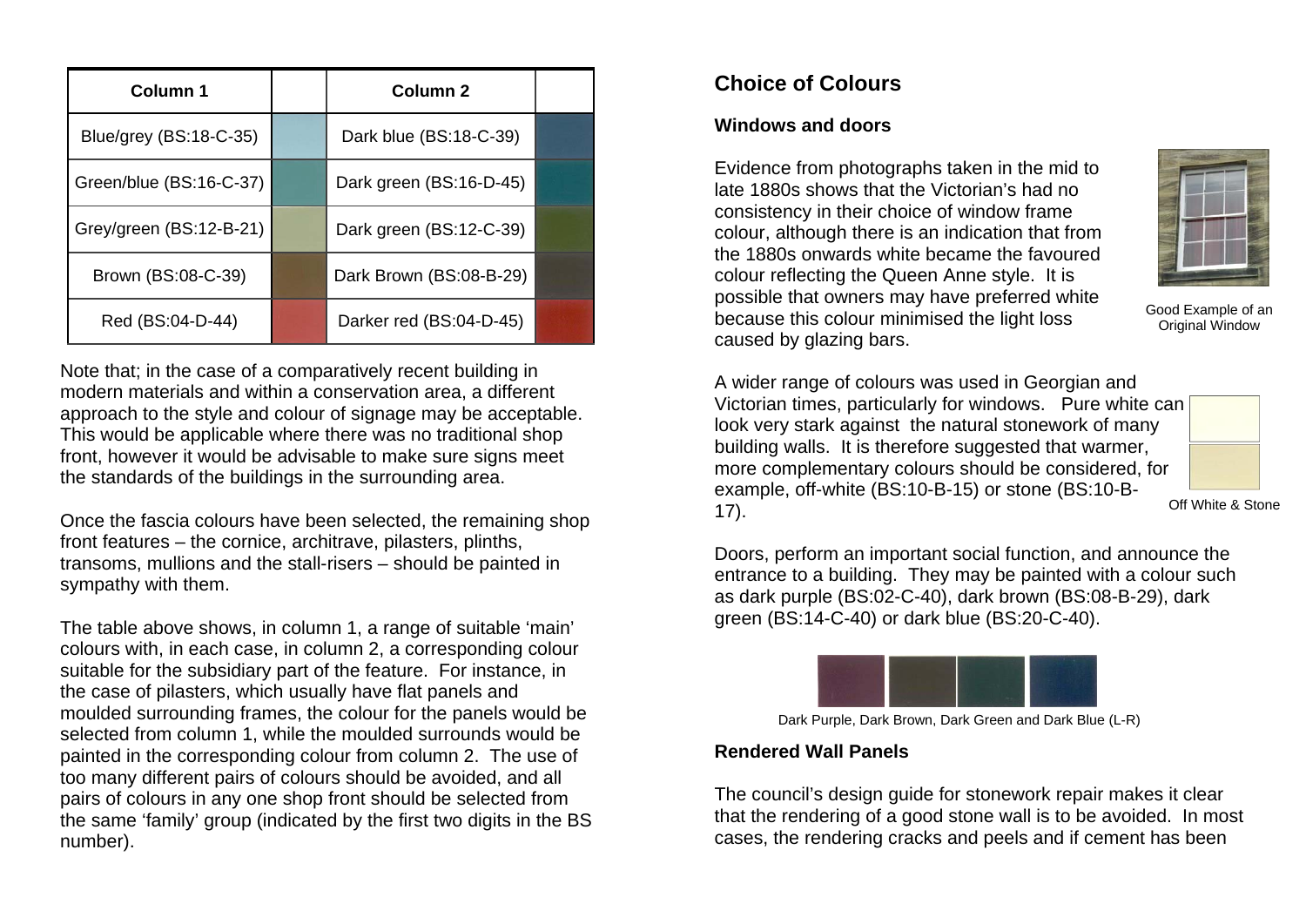| Column 1 | | Column 2 | |
|---|---|---|---|
| Blue/grey (BS:18-C-35) | | Dark blue (BS:18-C-39) | |
| Green/blue (BS:16-C-37) | | Dark green (BS:16-D-45) | |
| Grey/green (BS:12-B-21) | | Dark green (BS:12-C-39) | |
| Brown (BS:08-C-39) | | Dark Brown (BS:08-B-29) | |
| Red (BS:04-D-44) | | Darker red (BS:04-D-45) | |

Note that; in the case of a comparatively recent building in modern materials and within a conservation area, a different approach to the style and colour of signage may be acceptable. This would be applicable where there was no traditional shop front, however it would be advisable to make sure signs meet the standards of the buildings in the surrounding area.

Once the fascia colours have been selected, the remaining shop front features – the cornice, architrave, pilasters, plinths, transoms, mullions and the stall-risers – should be painted in sympathy with them.

The table above shows, in column 1, a range of suitable 'main' colours with, in each case, in column 2, a corresponding colour suitable for the subsidiary part of the feature. For instance, in the case of pilasters, which usually have flat panels and moulded surrounding frames, the colour for the panels would be selected from column 1, while the moulded surrounds would be painted in the corresponding colour from column 2. The use of too many different pairs of colours should be avoided, and all pairs of colours in any one shop front should be selected from the same 'family' group (indicated by the first two digits in the BS number).

## Choice of Colours

### Windows and doors

Evidence from photographs taken in the mid to late 1880s shows that the Victorian's had no consistency in their choice of window frame colour, although there is an indication that from the 1880s onwards white became the favoured colour reflecting the Queen Anne style. It is possible that owners may have preferred white because this colour minimised the light loss caused by glazing bars.

Good Example of an Original Window

A wider range of colours was used in Georgian and Victorian times, particularly for windows. Pure white can look very stark against the natural stonework of many building walls. It is therefore suggested that warmer, more complementary colours should be considered, for example, off-white (BS:10-B-15) or stone (BS:10-B-17).

Off White & Stone

Doors, perform an important social function, and announce the entrance to a building. They may be painted with a colour such as dark purple (BS:02-C-40), dark brown (BS:08-B-29), dark green (BS:14-C-40) or dark blue (BS:20-C-40).

Dark Purple, Dark Brown, Dark Green and Dark Blue (L-R)

### Rendered Wall Panels

The council's design guide for stonework repair makes it clear that the rendering of a good stone wall is to be avoided. In most cases, the rendering cracks and peels and if cement has been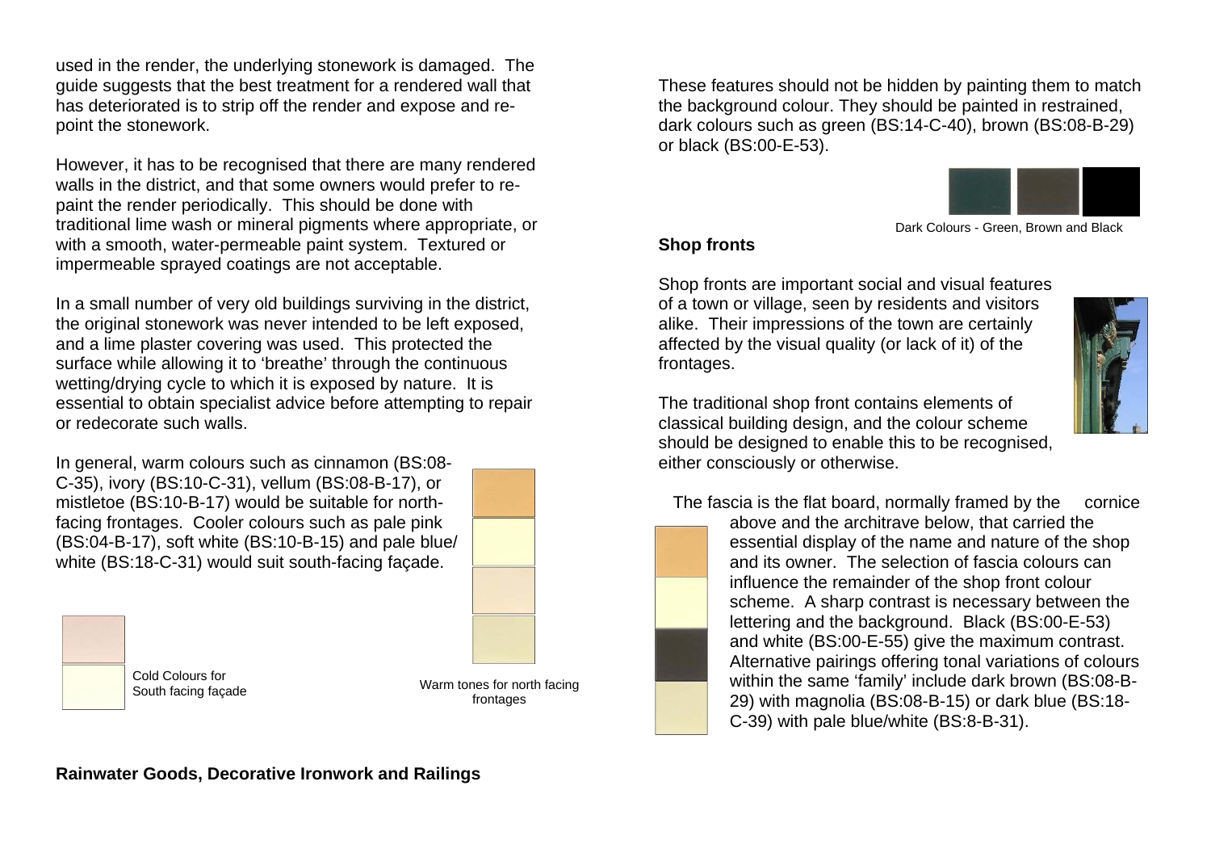used in the render, the underlying stonework is damaged. The guide suggests that the best treatment for a rendered wall that has deteriorated is to strip off the render and expose and re-point the stonework.

However, it has to be recognised that there are many rendered walls in the district, and that some owners would prefer to re-paint the render periodically. This should be done with traditional lime wash or mineral pigments where appropriate, or with a smooth, water-permeable paint system. Textured or impermeable sprayed coatings are not acceptable.

In a small number of very old buildings surviving in the district, the original stonework was never intended to be left exposed, and a lime plaster covering was used. This protected the surface while allowing it to 'breathe' through the continuous wetting/drying cycle to which it is exposed by nature. It is essential to obtain specialist advice before attempting to repair or redecorate such walls.

In general, warm colours such as cinnamon (BS:08-C-35), ivory (BS:10-C-31), vellum (BS:08-B-17), or mistletoe (BS:10-B-17) would be suitable for north-facing frontages. Cooler colours such as pale pink (BS:04-B-17), soft white (BS:10-B-15) and pale blue/white (BS:18-C-31) would suit south-facing façade.

Cold Colours for South facing façade

Warm tones for north facing frontages

## Rainwater Goods, Decorative Ironwork and Railings

These features should not be hidden by painting them to match the background colour. They should be painted in restrained, dark colours such as green (BS:14-C-40), brown (BS:08-B-29) or black (BS:00-E-53).

Dark Colours - Green, Brown and Black

## Shop fronts

Shop fronts are important social and visual features of a town or village, seen by residents and visitors alike. Their impressions of the town are certainly affected by the visual quality (or lack of it) of the frontages.

The traditional shop front contains elements of classical building design, and the colour scheme should be designed to enable this to be recognised, either consciously or otherwise.

The fascia is the flat board, normally framed by the cornice above and the architrave below, that carried the essential display of the name and nature of the shop and its owner. The selection of fascia colours can influence the remainder of the shop front colour scheme. A sharp contrast is necessary between the lettering and the background. Black (BS:00-E-53) and white (BS:00-E-55) give the maximum contrast. Alternative pairings offering tonal variations of colours within the same 'family' include dark brown (BS:08-B-29) with magnolia (BS:08-B-15) or dark blue (BS:18-C-39) with pale blue/white (BS:8-B-31).